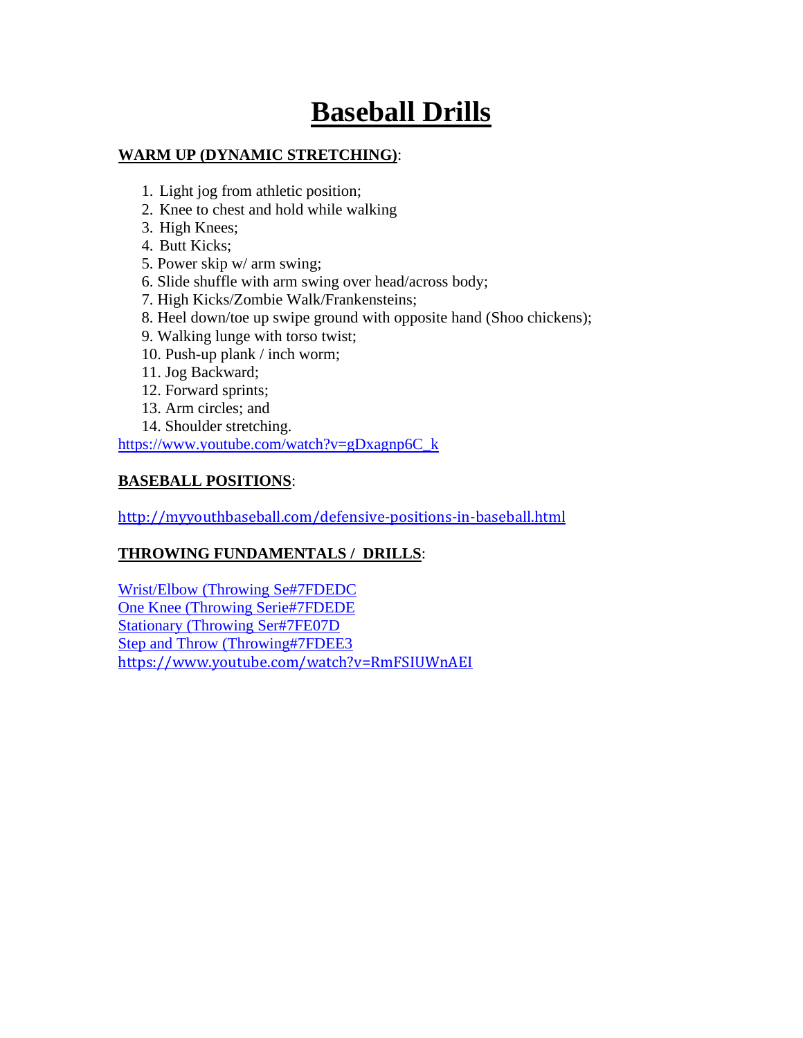# Baseball Drills

**WARM UP (DYNAMIC STRETCHING)**:

1. Light jog from athletic position;
2. Knee to chest and hold while walking
3. High Knees;
4. Butt Kicks;
5. Power skip w/ arm swing;
6. Slide shuffle with arm swing over head/across body;
7. High Kicks/Zombie Walk/Frankensteins;
8. Heel down/toe up swipe ground with opposite hand (Shoo chickens);
9. Walking lunge with torso twist;
10. Push-up plank / inch worm;
11. Jog Backward;
12. Forward sprints;
13. Arm circles; and
14. Shoulder stretching.

https://www.youtube.com/watch?v=gDxagnp6C_k

**BASEBALL POSITIONS**:

http://myyouthbaseball.com/defensive-positions-in-baseball.html

**THROWING FUNDAMENTALS / DRILLS**:

Wrist/Elbow (Throwing Se#7FDEDC
One Knee (Throwing Serie#7FDEDE
Stationary (Throwing Ser#7FE07D
Step and Throw (Throwing#7FDEE3
https://www.youtube.com/watch?v=RmFSIUWnAEI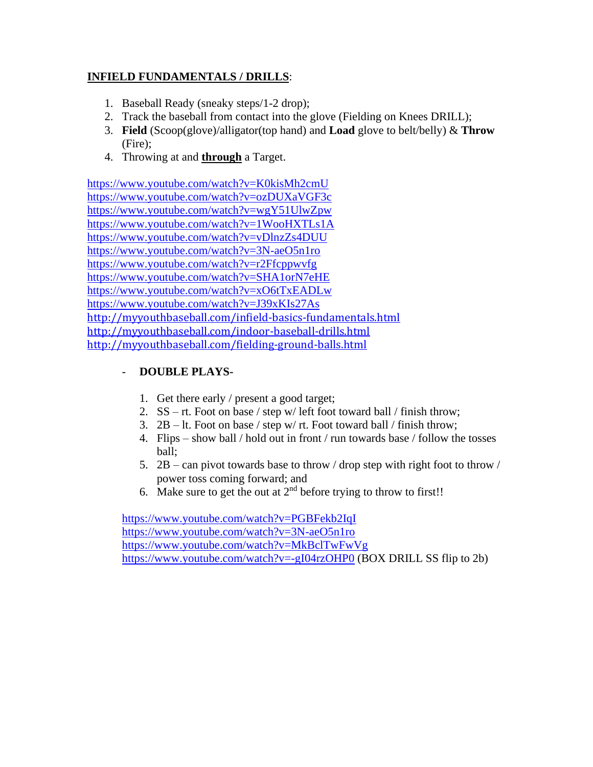**<u>INFIELD FUNDAMENTALS / DRILLS</u>**:

1. Baseball Ready (sneaky steps/1-2 drop);
2. Track the baseball from contact into the glove (Fielding on Knees DRILL);
3. **Field** (Scoop(glove)/alligator(top hand) and **Load** glove to belt/belly) & **Throw** (Fire);
4. Throwing at and **<u>through</u>** a Target.

https://www.youtube.com/watch?v=K0kisMh2cmU
https://www.youtube.com/watch?v=ozDUXaVGF3c
https://www.youtube.com/watch?v=wgY51UlwZpw
https://www.youtube.com/watch?v=1WooHXTLs1A
https://www.youtube.com/watch?v=vDlnzZs4DUU
https://www.youtube.com/watch?v=3N-aeO5n1ro
https://www.youtube.com/watch?v=r2Ffcppwvfg
https://www.youtube.com/watch?v=SHA1orN7eHE
https://www.youtube.com/watch?v=xO6tTxEADLw
https://www.youtube.com/watch?v=J39xKIs27As
http://myyouthbaseball.com/infield-basics-fundamentals.html
http://myyouthbaseball.com/indoor-baseball-drills.html
http://myyouthbaseball.com/fielding-ground-balls.html

- **DOUBLE PLAYS-**

1. Get there early / present a good target;
2. SS – rt. Foot on base / step w/ left foot toward ball / finish throw;
3. 2B – lt. Foot on base / step w/ rt. Foot toward ball / finish throw;
4. Flips – show ball / hold out in front / run towards base / follow the tosses ball;
5. 2B – can pivot towards base to throw / drop step with right foot to throw / power toss coming forward; and
6. Make sure to get the out at 2nd before trying to throw to first!!

https://www.youtube.com/watch?v=PGBFekb2IqI
https://www.youtube.com/watch?v=3N-aeO5n1ro
https://www.youtube.com/watch?v=MkBclTwFwVg
https://www.youtube.com/watch?v=-gI04rzOHP0 (BOX DRILL SS flip to 2b)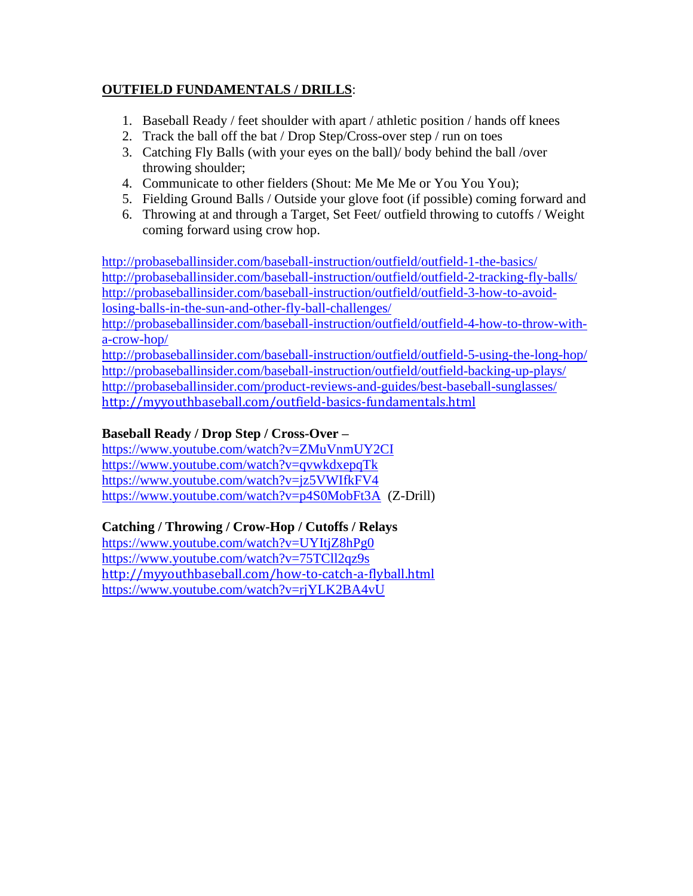**<u>OUTFIELD FUNDAMENTALS / DRILLS</u>**:

1. Baseball Ready / feet shoulder with apart / athletic position / hands off knees
2. Track the ball off the bat / Drop Step/Cross-over step / run on toes
3. Catching Fly Balls (with your eyes on the ball)/ body behind the ball /over throwing shoulder;
4. Communicate to other fielders (Shout: Me Me Me or You You You);
5. Fielding Ground Balls / Outside your glove foot (if possible) coming forward and
6. Throwing at and through a Target, Set Feet/ outfield throwing to cutoffs / Weight coming forward using crow hop.

http://probaseballinsider.com/baseball-instruction/outfield/outfield-1-the-basics/
http://probaseballinsider.com/baseball-instruction/outfield/outfield-2-tracking-fly-balls/
http://probaseballinsider.com/baseball-instruction/outfield/outfield-3-how-to-avoid-losing-balls-in-the-sun-and-other-fly-ball-challenges/
http://probaseballinsider.com/baseball-instruction/outfield/outfield-4-how-to-throw-with-a-crow-hop/
http://probaseballinsider.com/baseball-instruction/outfield/outfield-5-using-the-long-hop/
http://probaseballinsider.com/baseball-instruction/outfield/outfield-backing-up-plays/
http://probaseballinsider.com/product-reviews-and-guides/best-baseball-sunglasses/
http://myyouthbaseball.com/outfield-basics-fundamentals.html

**Baseball Ready / Drop Step / Cross-Over –**
https://www.youtube.com/watch?v=ZMuVnmUY2CI
https://www.youtube.com/watch?v=qvwkdxepqTk
https://www.youtube.com/watch?v=jz5VWIfkFV4
https://www.youtube.com/watch?v=p4S0MobFt3A (Z-Drill)

**Catching / Throwing / Crow-Hop / Cutoffs / Relays**
https://www.youtube.com/watch?v=UYItjZ8hPg0
https://www.youtube.com/watch?v=75TCll2qz9s
http://myyouthbaseball.com/how-to-catch-a-flyball.html
https://www.youtube.com/watch?v=rjYLK2BA4vU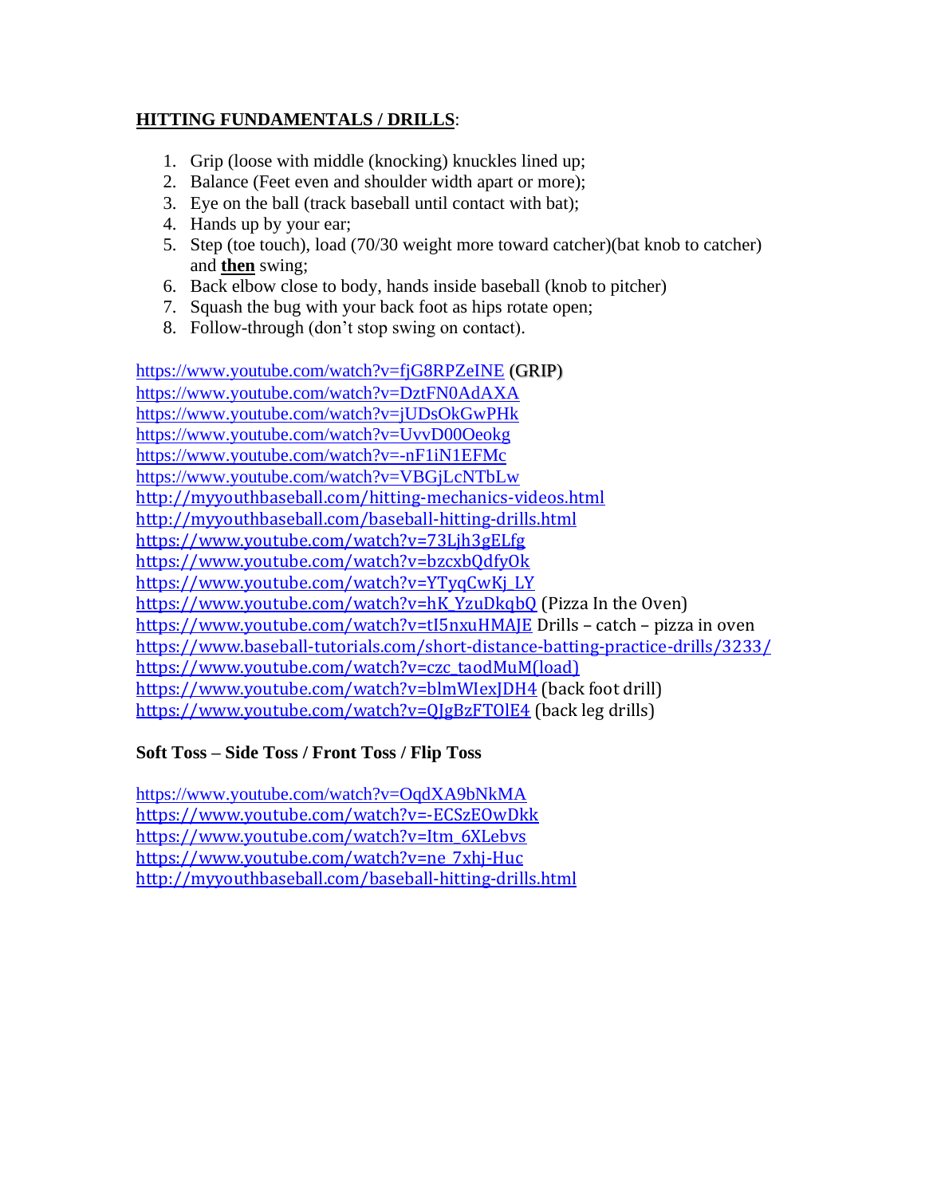**HITTING FUNDAMENTALS / DRILLS**:

1. Grip (loose with middle (knocking) knuckles lined up;
2. Balance (Feet even and shoulder width apart or more);
3. Eye on the ball (track baseball until contact with bat);
4. Hands up by your ear;
5. Step (toe touch), load (70/30 weight more toward catcher)(bat knob to catcher) and **then** swing;
6. Back elbow close to body, hands inside baseball (knob to pitcher)
7. Squash the bug with your back foot as hips rotate open;
8. Follow-through (don't stop swing on contact).

https://www.youtube.com/watch?v=fjG8RPZeINE (GRIP)
https://www.youtube.com/watch?v=DztFN0AdAXA
https://www.youtube.com/watch?v=jUDsOkGwPHk
https://www.youtube.com/watch?v=UvvD00Oeokg
https://www.youtube.com/watch?v=-nF1iN1EFMc
https://www.youtube.com/watch?v=VBGjLcNTbLw
http://myyouthbaseball.com/hitting-mechanics-videos.html
http://myyouthbaseball.com/baseball-hitting-drills.html
https://www.youtube.com/watch?v=73Ljh3gELfg
https://www.youtube.com/watch?v=bzcxbQdfyOk
https://www.youtube.com/watch?v=YTyqCwKj_LY
https://www.youtube.com/watch?v=hK_YzuDkqbQ (Pizza In the Oven)
https://www.youtube.com/watch?v=tI5nxuHMAJE Drills – catch – pizza in oven
https://www.baseball-tutorials.com/short-distance-batting-practice-drills/3233/
https://www.youtube.com/watch?v=czc_taodMuM(load)
https://www.youtube.com/watch?v=blmWIexJDH4 (back foot drill)
https://www.youtube.com/watch?v=QJgBzFTOlE4 (back leg drills)

**Soft Toss – Side Toss / Front Toss / Flip Toss**

https://www.youtube.com/watch?v=OqdXA9bNkMA
https://www.youtube.com/watch?v=-ECSzEOwDkk
https://www.youtube.com/watch?v=Itm_6XLebvs
https://www.youtube.com/watch?v=ne_7xhj-Huc
http://myyouthbaseball.com/baseball-hitting-drills.html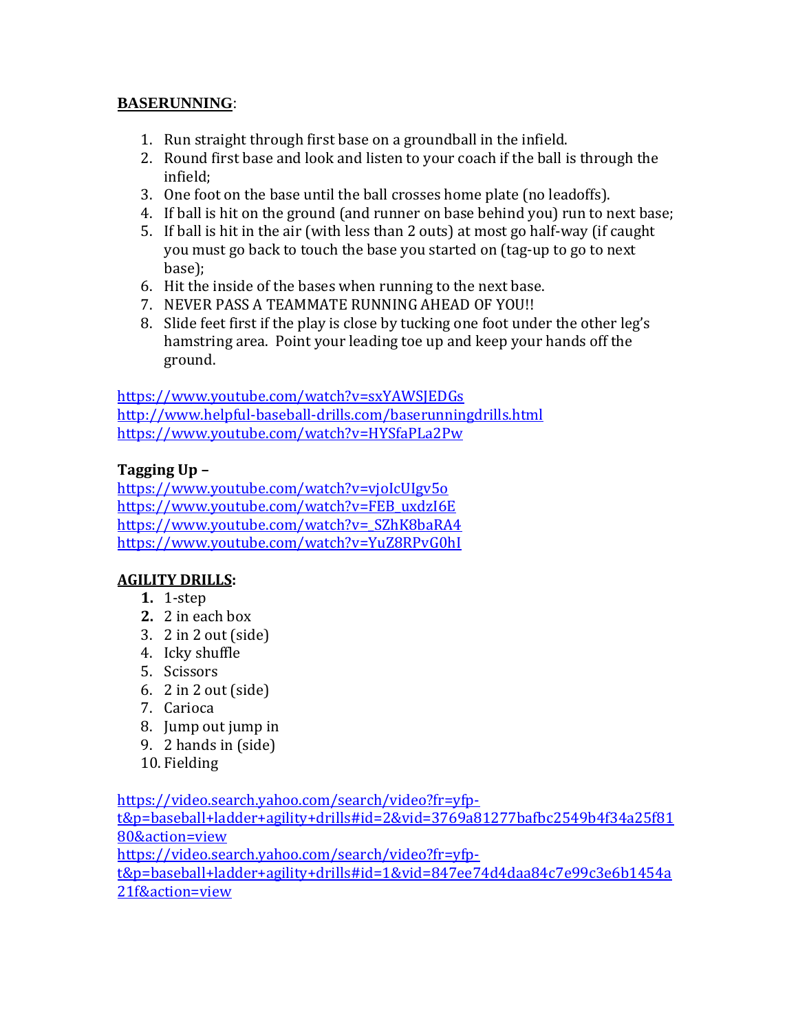**BASERUNNING**:

1. Run straight through first base on a groundball in the infield.
2. Round first base and look and listen to your coach if the ball is through the infield;
3. One foot on the base until the ball crosses home plate (no leadoffs).
4. If ball is hit on the ground (and runner on base behind you) run to next base;
5. If ball is hit in the air (with less than 2 outs) at most go half-way (if caught you must go back to touch the base you started on (tag-up to go to next base);
6. Hit the inside of the bases when running to the next base.
7. NEVER PASS A TEAMMATE RUNNING AHEAD OF YOU!!
8. Slide feet first if the play is close by tucking one foot under the other leg's hamstring area. Point your leading toe up and keep your hands off the ground.

https://www.youtube.com/watch?v=sxYAWSJEDGs
http://www.helpful-baseball-drills.com/baserunningdrills.html
https://www.youtube.com/watch?v=HYSfaPLa2Pw

**Tagging Up –**
https://www.youtube.com/watch?v=vjoIcUIgv5o
https://www.youtube.com/watch?v=FEB_uxdzI6E
https://www.youtube.com/watch?v=_SZhK8baRA4
https://www.youtube.com/watch?v=YuZ8RPvG0hI

**AGILITY DRILLS:**

1. 1-step
2. 2 in each box
3. 2 in 2 out (side)
4. Icky shuffle
5. Scissors
6. 2 in 2 out (side)
7. Carioca
8. Jump out jump in
9. 2 hands in (side)
10. Fielding

https://video.search.yahoo.com/search/video?fr=yfp-t&p=baseball+ladder+agility+drills#id=2&vid=3769a81277bafbc2549b4f34a25f8180&action=view
https://video.search.yahoo.com/search/video?fr=yfp-t&p=baseball+ladder+agility+drills#id=1&vid=847ee74d4daa84c7e99c3e6b1454a21f&action=view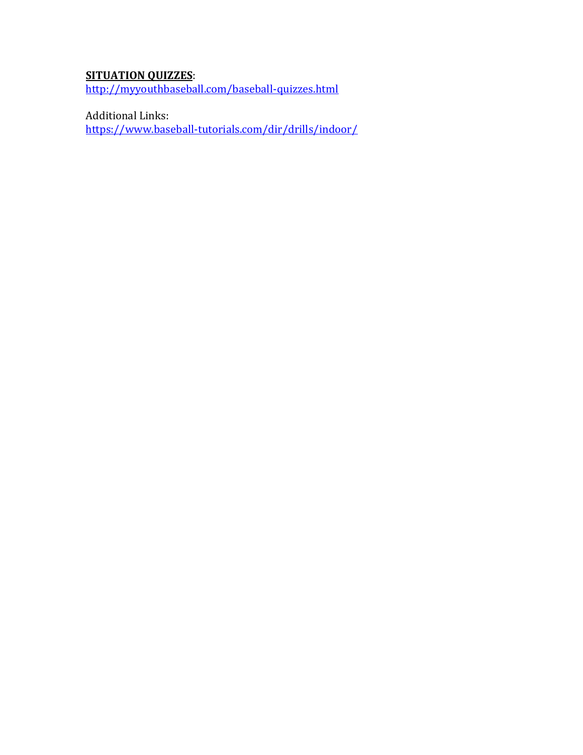**<u>SITUATION QUIZZES</u>**:
[http://myyouthbaseball.com/baseball-quizzes.html](http://myyouthbaseball.com/baseball-quizzes.html)

Additional Links:
[https://www.baseball-tutorials.com/dir/drills/indoor/](https://www.baseball-tutorials.com/dir/drills/indoor/)